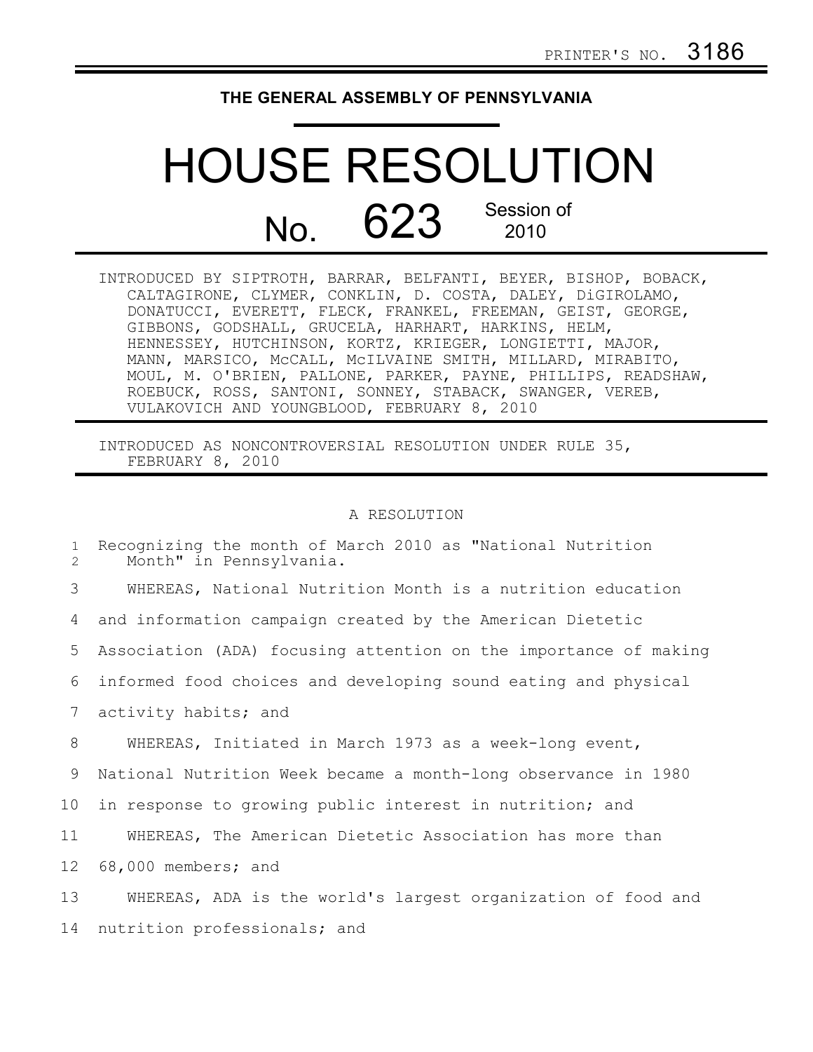PRINTER'S NO. 3186

**THE GENERAL ASSEMBLY OF PENNSYLVANIA**

# HOUSE RESOLUTION

## No. 623 Session of 2010

INTRODUCED BY SIPTROTH, BARRAR, BELFANTI, BEYER, BISHOP, BOBACK, CALTAGIRONE, CLYMER, CONKLIN, D. COSTA, DALEY, DiGIROLAMO, DONATUCCI, EVERETT, FLECK, FRANKEL, FREEMAN, GEIST, GEORGE, GIBBONS, GODSHALL, GRUCELA, HARHART, HARKINS, HELM, HENNESSEY, HUTCHINSON, KORTZ, KRIEGER, LONGIETTI, MAJOR, MANN, MARSICO, McCALL, McILVAINE SMITH, MILLARD, MIRABITO, MOUL, M. O'BRIEN, PALLONE, PARKER, PAYNE, PHILLIPS, READSHAW, ROEBUCK, ROSS, SANTONI, SONNEY, STABACK, SWANGER, VEREB, VULAKOVICH AND YOUNGBLOOD, FEBRUARY 8, 2010

INTRODUCED AS NONCONTROVERSIAL RESOLUTION UNDER RULE 35, FEBRUARY 8, 2010

A RESOLUTION

Recognizing the month of March 2010 as "National Nutrition Month" in Pennsylvania.

WHEREAS, National Nutrition Month is a nutrition education and information campaign created by the American Dietetic Association (ADA) focusing attention on the importance of making informed food choices and developing sound eating and physical activity habits; and

WHEREAS, Initiated in March 1973 as a week-long event, National Nutrition Week became a month-long observance in 1980 in response to growing public interest in nutrition; and

WHEREAS, The American Dietetic Association has more than 68,000 members; and

WHEREAS, ADA is the world's largest organization of food and nutrition professionals; and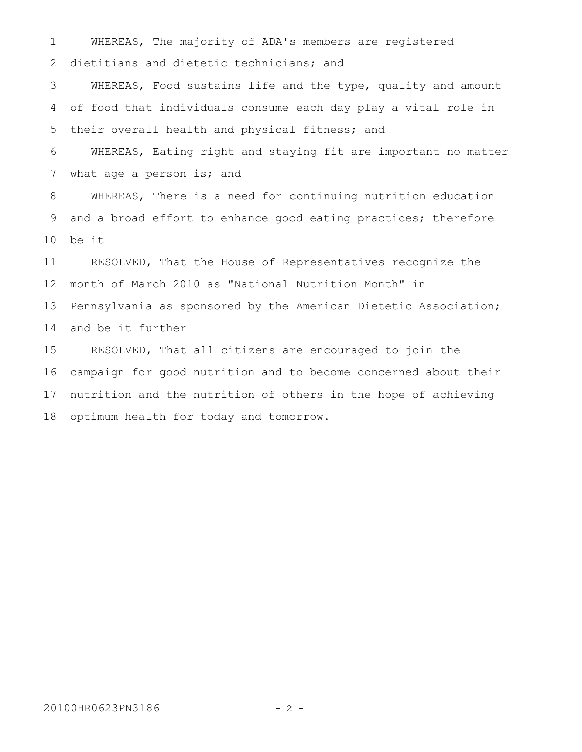WHEREAS, The majority of ADA's members are registered dietitians and dietetic technicians; and

WHEREAS, Food sustains life and the type, quality and amount of food that individuals consume each day play a vital role in their overall health and physical fitness; and

WHEREAS, Eating right and staying fit are important no matter what age a person is; and

WHEREAS, There is a need for continuing nutrition education and a broad effort to enhance good eating practices; therefore be it

RESOLVED, That the House of Representatives recognize the month of March 2010 as "National Nutrition Month" in Pennsylvania as sponsored by the American Dietetic Association; and be it further

RESOLVED, That all citizens are encouraged to join the campaign for good nutrition and to become concerned about their nutrition and the nutrition of others in the hope of achieving optimum health for today and tomorrow.